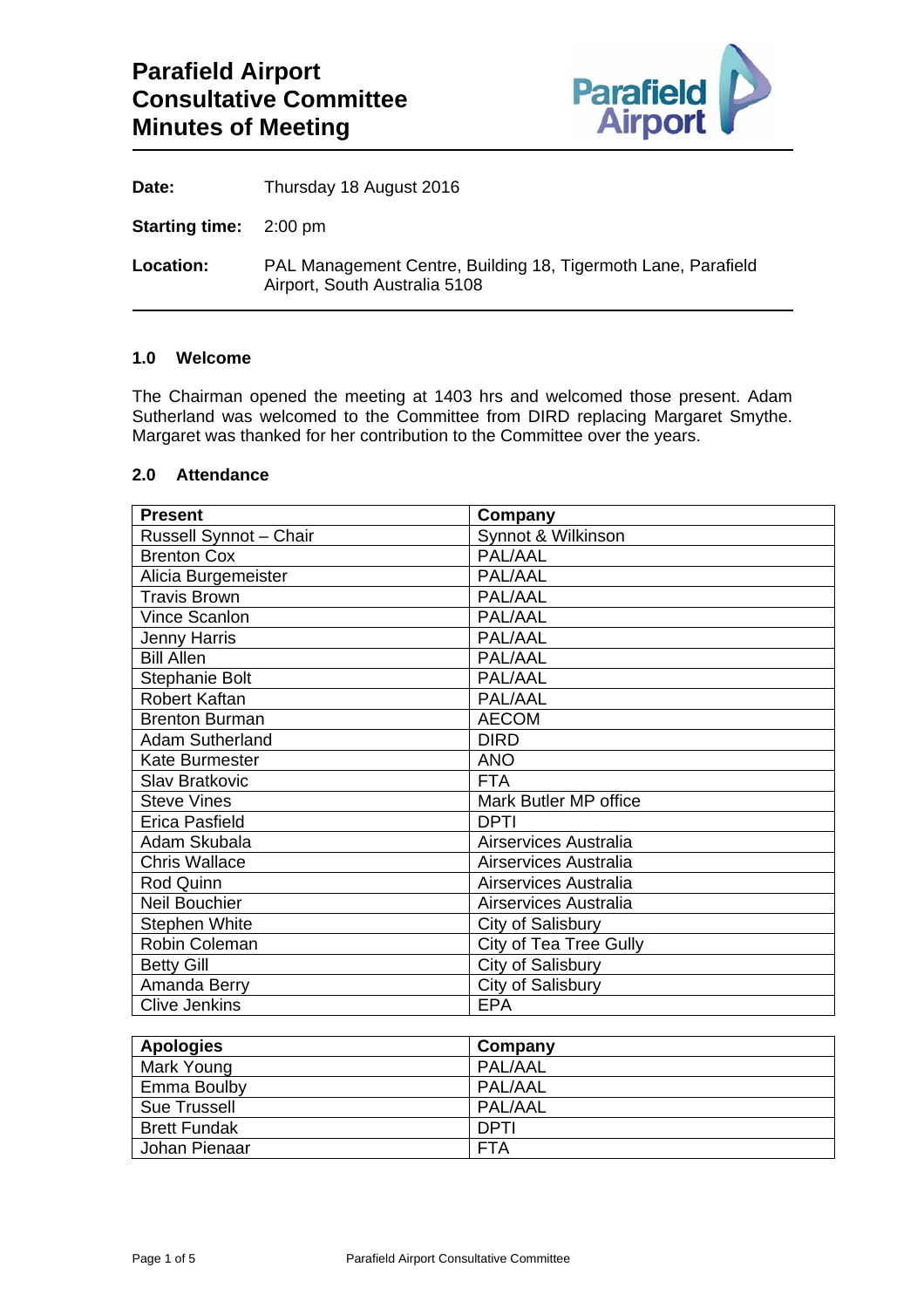# Parafield Airport Consultative Committee Minutes of Meeting

**Date:** Thursday 18 August 2016

**Starting time:** 2:00 pm

**Location:** PAL Management Centre, Building 18, Tigermoth Lane, Parafield Airport, South Australia 5108

## 1.0 Welcome

The Chairman opened the meeting at 1403 hrs and welcomed those present. Adam Sutherland was welcomed to the Committee from DIRD replacing Margaret Smythe. Margaret was thanked for her contribution to the Committee over the years.

## 2.0 Attendance

| Present | Company |
|---|---|
| Russell Synnot – Chair | Synnot & Wilkinson |
| Brenton Cox | PAL/AAL |
| Alicia Burgemeister | PAL/AAL |
| Travis Brown | PAL/AAL |
| Vince Scanlon | PAL/AAL |
| Jenny Harris | PAL/AAL |
| Bill Allen | PAL/AAL |
| Stephanie Bolt | PAL/AAL |
| Robert Kaftan | PAL/AAL |
| Brenton Burman | AECOM |
| Adam Sutherland | DIRD |
| Kate Burmester | ANO |
| Slav Bratkovic | FTA |
| Steve Vines | Mark Butler MP office |
| Erica Pasfield | DPTI |
| Adam Skubala | Airservices Australia |
| Chris Wallace | Airservices Australia |
| Rod Quinn | Airservices Australia |
| Neil Bouchier | Airservices Australia |
| Stephen White | City of Salisbury |
| Robin Coleman | City of Tea Tree Gully |
| Betty Gill | City of Salisbury |
| Amanda Berry | City of Salisbury |
| Clive Jenkins | EPA |

| Apologies | Company |
|---|---|
| Mark Young | PAL/AAL |
| Emma Boulby | PAL/AAL |
| Sue Trussell | PAL/AAL |
| Brett Fundak | DPTI |
| Johan Pienaar | FTA |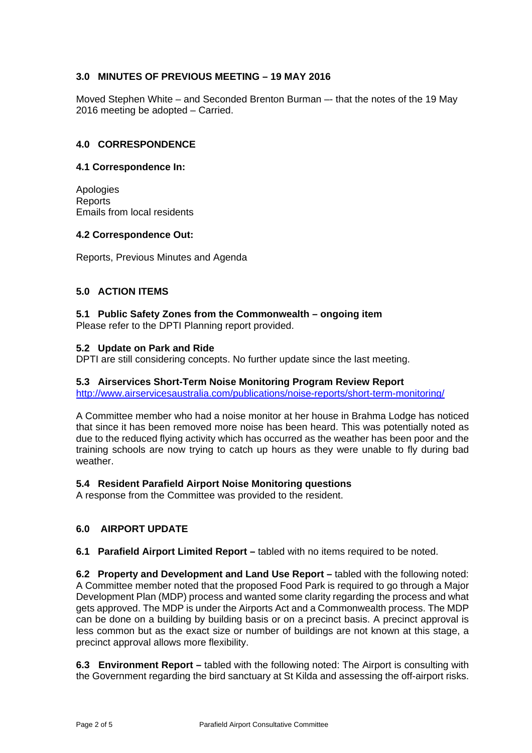## 3.0 MINUTES OF PREVIOUS MEETING – 19 MAY 2016

Moved Stephen White – and Seconded Brenton Burman –- that the notes of the 19 May 2016 meeting be adopted – Carried.

## 4.0 CORRESPONDENCE

### 4.1 Correspondence In:

Apologies
Reports
Emails from local residents

### 4.2 Correspondence Out:

Reports, Previous Minutes and Agenda

## 5.0 ACTION ITEMS

### 5.1 Public Safety Zones from the Commonwealth – ongoing item

Please refer to the DPTI Planning report provided.

### 5.2 Update on Park and Ride

DPTI are still considering concepts. No further update since the last meeting.

### 5.3 Airservices Short-Term Noise Monitoring Program Review Report

http://www.airservicesaustralia.com/publications/noise-reports/short-term-monitoring/

A Committee member who had a noise monitor at her house in Brahma Lodge has noticed that since it has been removed more noise has been heard. This was potentially noted as due to the reduced flying activity which has occurred as the weather has been poor and the training schools are now trying to catch up hours as they were unable to fly during bad weather.

### 5.4 Resident Parafield Airport Noise Monitoring questions

A response from the Committee was provided to the resident.

## 6.0 AIRPORT UPDATE

**6.1 Parafield Airport Limited Report –** tabled with no items required to be noted.

**6.2 Property and Development and Land Use Report –** tabled with the following noted: A Committee member noted that the proposed Food Park is required to go through a Major Development Plan (MDP) process and wanted some clarity regarding the process and what gets approved. The MDP is under the Airports Act and a Commonwealth process. The MDP can be done on a building by building basis or on a precinct basis. A precinct approval is less common but as the exact size or number of buildings are not known at this stage, a precinct approval allows more flexibility.

**6.3 Environment Report –** tabled with the following noted: The Airport is consulting with the Government regarding the bird sanctuary at St Kilda and assessing the off-airport risks.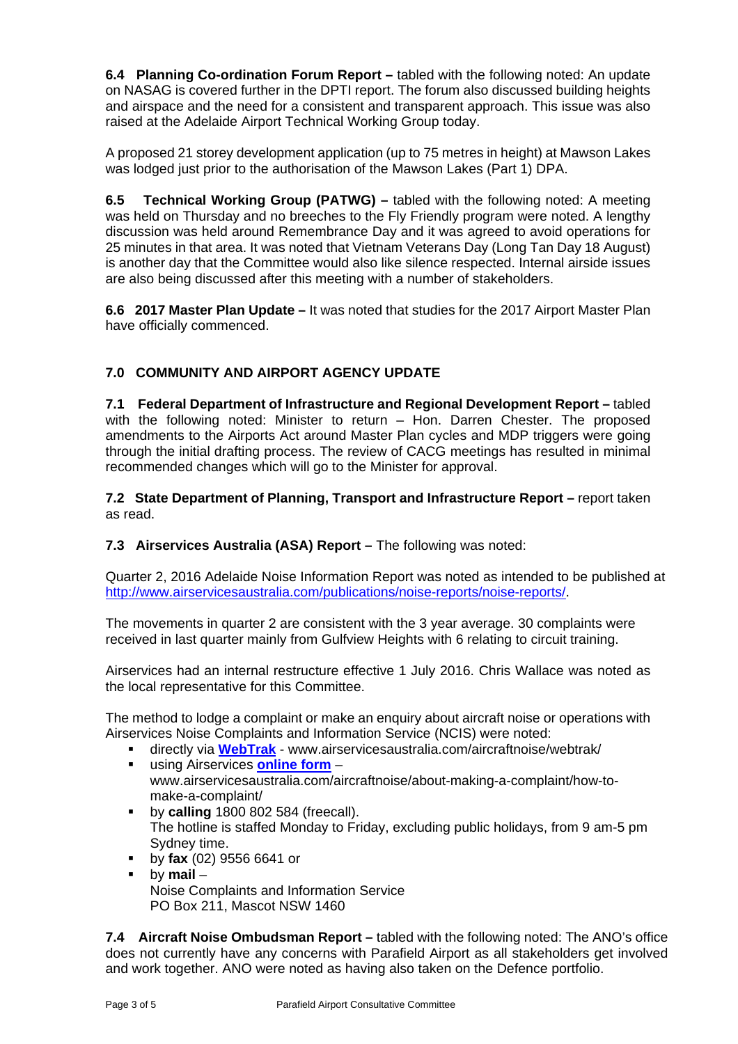**6.4 Planning Co-ordination Forum Report –** tabled with the following noted: An update on NASAG is covered further in the DPTI report. The forum also discussed building heights and airspace and the need for a consistent and transparent approach. This issue was also raised at the Adelaide Airport Technical Working Group today.

A proposed 21 storey development application (up to 75 metres in height) at Mawson Lakes was lodged just prior to the authorisation of the Mawson Lakes (Part 1) DPA.

**6.5 Technical Working Group (PATWG) –** tabled with the following noted: A meeting was held on Thursday and no breeches to the Fly Friendly program were noted. A lengthy discussion was held around Remembrance Day and it was agreed to avoid operations for 25 minutes in that area. It was noted that Vietnam Veterans Day (Long Tan Day 18 August) is another day that the Committee would also like silence respected. Internal airside issues are also being discussed after this meeting with a number of stakeholders.

**6.6 2017 Master Plan Update –** It was noted that studies for the 2017 Airport Master Plan have officially commenced.

## 7.0 COMMUNITY AND AIRPORT AGENCY UPDATE

**7.1 Federal Department of Infrastructure and Regional Development Report –** tabled with the following noted: Minister to return – Hon. Darren Chester. The proposed amendments to the Airports Act around Master Plan cycles and MDP triggers were going through the initial drafting process. The review of CACG meetings has resulted in minimal recommended changes which will go to the Minister for approval.

**7.2 State Department of Planning, Transport and Infrastructure Report –** report taken as read.

**7.3 Airservices Australia (ASA) Report –** The following was noted:

Quarter 2, 2016 Adelaide Noise Information Report was noted as intended to be published at http://www.airservicesaustralia.com/publications/noise-reports/noise-reports/.

The movements in quarter 2 are consistent with the 3 year average. 30 complaints were received in last quarter mainly from Gulfview Heights with 6 relating to circuit training.

Airservices had an internal restructure effective 1 July 2016. Chris Wallace was noted as the local representative for this Committee.

The method to lodge a complaint or make an enquiry about aircraft noise or operations with Airservices Noise Complaints and Information Service (NCIS) were noted:

- directly via **WebTrak** - www.airservicesaustralia.com/aircraftnoise/webtrak/
- using Airservices **online form** – www.airservicesaustralia.com/aircraftnoise/about-making-a-complaint/how-to-make-a-complaint/
- by **calling** 1800 802 584 (freecall). The hotline is staffed Monday to Friday, excluding public holidays, from 9 am-5 pm Sydney time.
- by **fax** (02) 9556 6641 or
- by **mail** – Noise Complaints and Information Service PO Box 211, Mascot NSW 1460

**7.4 Aircraft Noise Ombudsman Report –** tabled with the following noted: The ANO's office does not currently have any concerns with Parafield Airport as all stakeholders get involved and work together. ANO were noted as having also taken on the Defence portfolio.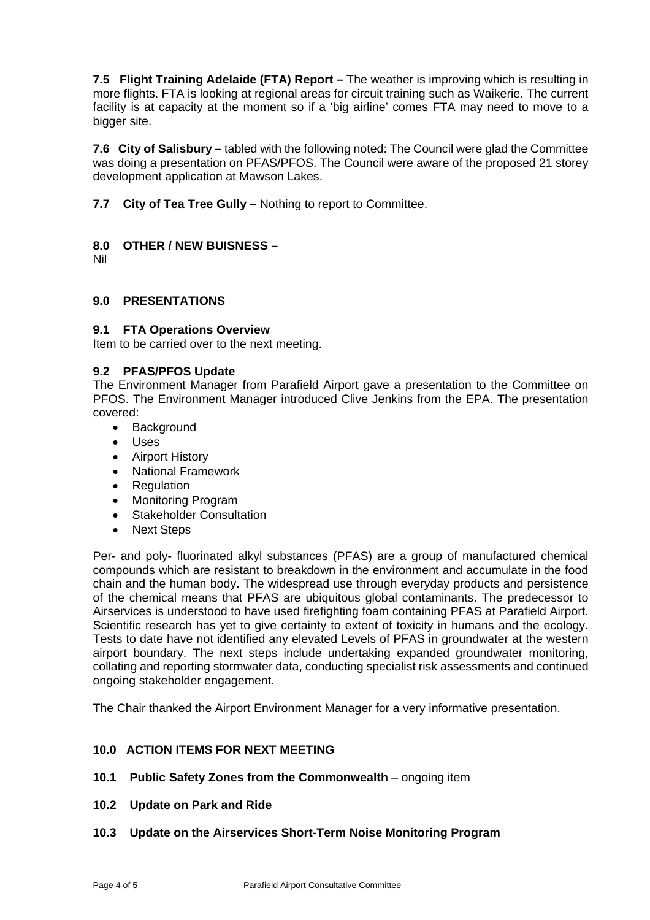**7.5 Flight Training Adelaide (FTA) Report –** The weather is improving which is resulting in more flights. FTA is looking at regional areas for circuit training such as Waikerie. The current facility is at capacity at the moment so if a 'big airline' comes FTA may need to move to a bigger site.

**7.6 City of Salisbury –** tabled with the following noted: The Council were glad the Committee was doing a presentation on PFAS/PFOS. The Council were aware of the proposed 21 storey development application at Mawson Lakes.

**7.7 City of Tea Tree Gully –** Nothing to report to Committee.

## 8.0 OTHER / NEW BUISNESS –

Nil

## 9.0 PRESENTATIONS

### 9.1 FTA Operations Overview

Item to be carried over to the next meeting.

### 9.2 PFAS/PFOS Update

The Environment Manager from Parafield Airport gave a presentation to the Committee on PFOS. The Environment Manager introduced Clive Jenkins from the EPA. The presentation covered:

- Background
- Uses
- Airport History
- National Framework
- Regulation
- Monitoring Program
- Stakeholder Consultation
- Next Steps

Per- and poly- fluorinated alkyl substances (PFAS) are a group of manufactured chemical compounds which are resistant to breakdown in the environment and accumulate in the food chain and the human body. The widespread use through everyday products and persistence of the chemical means that PFAS are ubiquitous global contaminants. The predecessor to Airservices is understood to have used firefighting foam containing PFAS at Parafield Airport. Scientific research has yet to give certainty to extent of toxicity in humans and the ecology. Tests to date have not identified any elevated Levels of PFAS in groundwater at the western airport boundary. The next steps include undertaking expanded groundwater monitoring, collating and reporting stormwater data, conducting specialist risk assessments and continued ongoing stakeholder engagement.

The Chair thanked the Airport Environment Manager for a very informative presentation.

## 10.0 ACTION ITEMS FOR NEXT MEETING

**10.1 Public Safety Zones from the Commonwealth** – ongoing item

**10.2 Update on Park and Ride**

**10.3 Update on the Airservices Short-Term Noise Monitoring Program**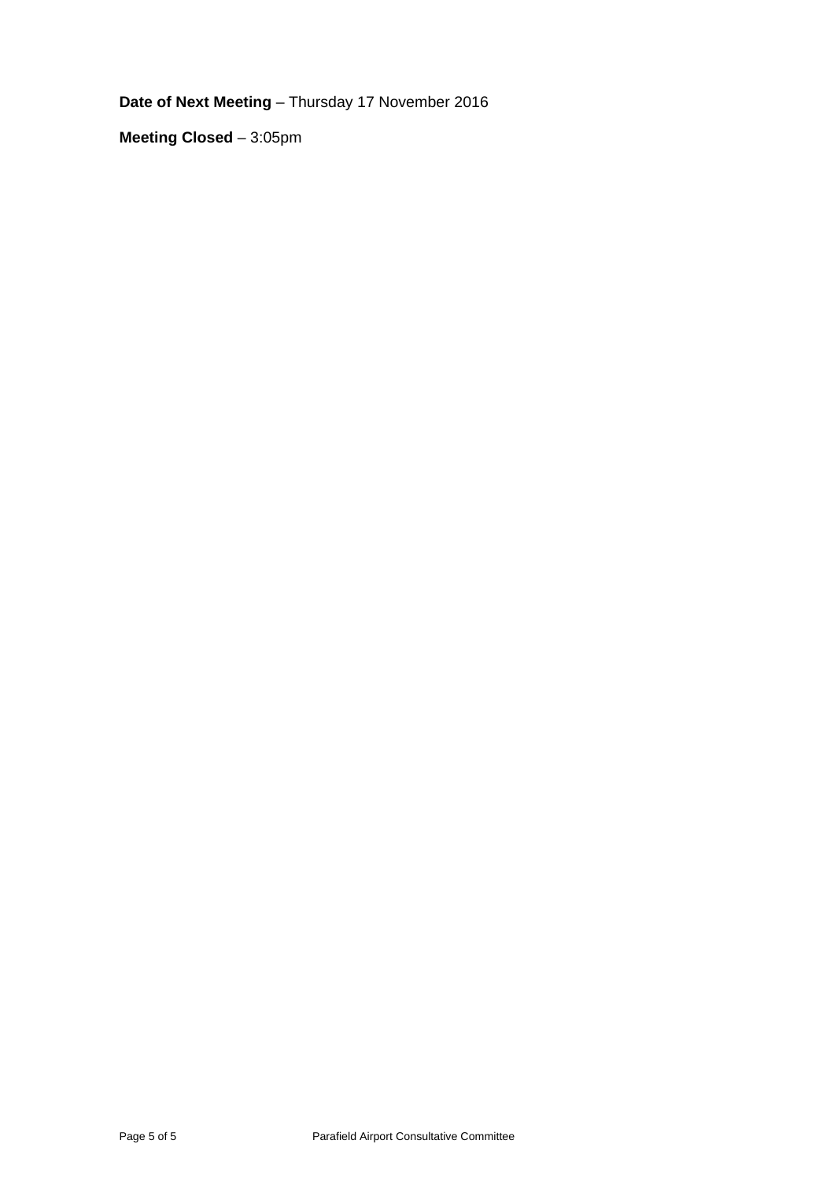**Date of Next Meeting** – Thursday 17 November 2016

**Meeting Closed** – 3:05pm